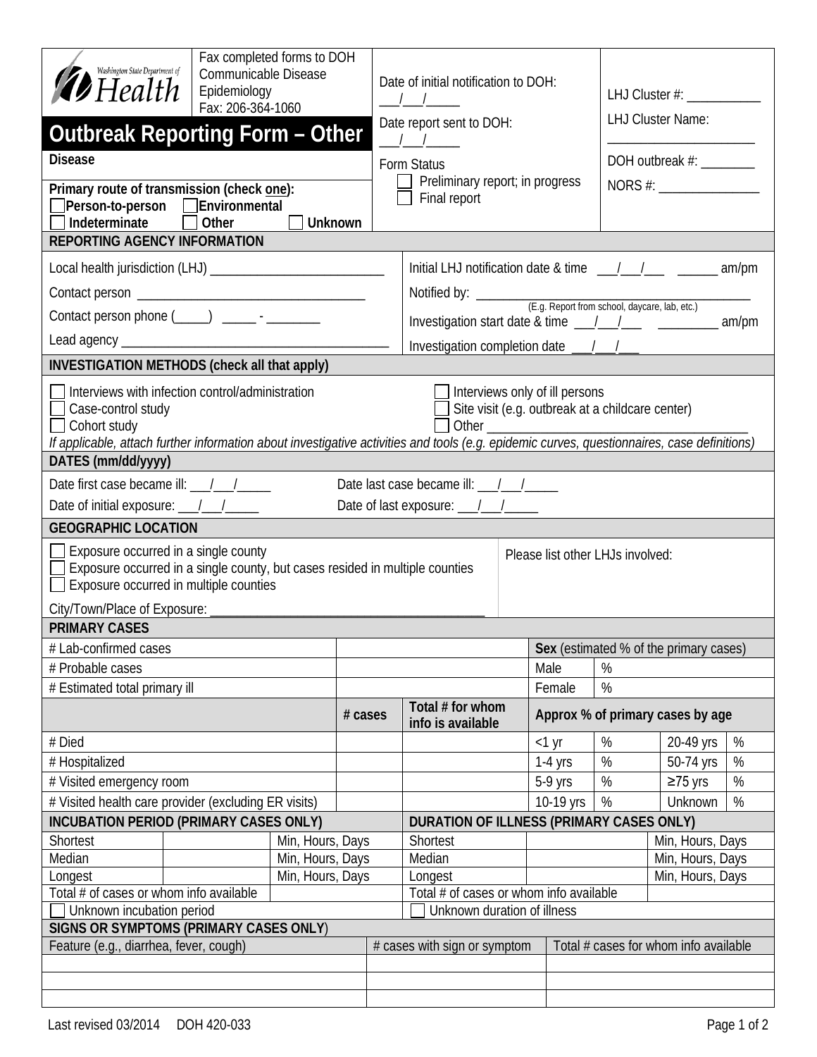Washington State Department of Health

Fax completed forms to DOH Communicable Disease Epidemiology
Fax: 206-364-1060

# Outbreak Reporting Form – Other

Date of initial notification to DOH: \_\_\_/\_\_\_/\_\_\_\_\_

Date report sent to DOH: \_\_\_/\_\_\_/\_\_\_\_\_

Form Status
☐ Preliminary report; in progress
☐ Final report

LHJ Cluster #: \_\_\_\_\_\_\_\_\_\_\_

LHJ Cluster Name: \_\_\_\_\_\_\_\_\_\_\_\_\_\_\_\_\_\_\_\_\_\_

DOH outbreak #: \_\_\_\_\_\_\_\_

NORS #: \_\_\_\_\_\_\_\_\_\_\_\_\_\_\_\_

**Disease**

**Primary route of transmission (check one):**
☐ **Person-to-person** ☐ **Environmental**
☐ **Indeterminate** ☐ **Other** ☐ **Unknown**

## REPORTING AGENCY INFORMATION

Local health jurisdiction (LHJ) \_\_\_\_\_\_\_\_\_\_\_\_\_\_\_\_\_\_\_\_\_\_\_\_\_\_\_

Contact person \_\_\_\_\_\_\_\_\_\_\_\_\_\_\_\_\_\_\_\_\_\_\_\_\_\_\_\_\_\_\_\_\_\_\_

Contact person phone (\_\_\_\_\_) \_\_\_\_\_ - \_\_\_\_\_\_\_\_

Lead agency \_\_\_\_\_\_\_\_\_\_\_\_\_\_\_\_\_\_\_\_\_\_\_\_\_\_\_\_\_\_\_\_\_\_\_\_\_\_\_\_\_\_

Initial LHJ notification date & time \_\_\_/\_\_\_/\_\_\_ \_\_\_\_\_\_ am/pm

Notified by: \_\_\_\_\_\_\_\_\_\_\_\_\_\_\_\_\_\_\_\_\_\_\_\_\_\_\_\_\_\_\_\_\_\_\_\_\_\_\_\_\_\_
(E.g. Report from school, daycare, lab, etc.)

Investigation start date & time \_\_\_/\_\_\_/\_\_\_ \_\_\_\_\_\_\_\_\_ am/pm

Investigation completion date \_\_\_/\_\_\_/\_\_\_

## INVESTIGATION METHODS (check all that apply)

☐ Interviews with infection control/administration
☐ Case-control study
☐ Cohort study
☐ Interviews only of ill persons
☐ Site visit (e.g. outbreak at a childcare center)
☐ Other \_\_\_\_\_\_\_\_\_\_\_\_\_\_\_\_\_\_\_\_\_\_\_\_\_\_\_\_\_\_\_\_\_\_\_\_\_\_\_

*If applicable, attach further information about investigative activities and tools (e.g. epidemic curves, questionnaires, case definitions)*

## DATES (mm/dd/yyyy)

Date first case became ill: \_\_\_/\_\_\_/\_\_\_\_\_ Date last case became ill: \_\_\_/\_\_\_/\_\_\_\_\_

Date of initial exposure: \_\_\_/\_\_\_/\_\_\_\_\_ Date of last exposure: \_\_\_/\_\_\_/\_\_\_\_\_

## GEOGRAPHIC LOCATION

☐ Exposure occurred in a single county
☐ Exposure occurred in a single county, but cases resided in multiple counties
☐ Exposure occurred in multiple counties

City/Town/Place of Exposure: \_\_\_\_\_\_\_\_\_\_\_\_\_\_\_\_\_\_\_\_\_\_\_\_\_\_\_\_\_\_\_\_\_\_\_\_\_\_\_\_\_\_

Please list other LHJs involved:

## PRIMARY CASES

| | | | **Sex** (estimated % of the primary cases) | | | |
|---|---|---|---|---|---|---|
| # Lab-confirmed cases | | | | | | |
| # Probable cases | | | Male | % | | |
| # Estimated total primary ill | | | Female | % | | |
| | **# cases** | **Total # for whom info is available** | **Approx % of primary cases by age** | | | |
| # Died | | | <1 yr | % | 20-49 yrs | % |
| # Hospitalized | | | 1-4 yrs | % | 50-74 yrs | % |
| # Visited emergency room | | | 5-9 yrs | % | ≥75 yrs | % |
| # Visited health care provider (excluding ER visits) | | | 10-19 yrs | % | Unknown | % |

## INCUBATION PERIOD (PRIMARY CASES ONLY)

| | | |
|---|---|---|
| Shortest | | Min, Hours, Days |
| Median | | Min, Hours, Days |
| Longest | | Min, Hours, Days |
| Total # of cases or whom info available | | |

☐ Unknown incubation period

## DURATION OF ILLNESS (PRIMARY CASES ONLY)

| | | |
|---|---|---|
| Shortest | | Min, Hours, Days |
| Median | | Min, Hours, Days |
| Longest | | Min, Hours, Days |
| Total # of cases or whom info available | | |

☐ Unknown duration of illness

## SIGNS OR SYMPTOMS (PRIMARY CASES ONLY)

| Feature (e.g., diarrhea, fever, cough) | # cases with sign or symptom | Total # cases for whom info available |
|---|---|---|
| | | |
| | | |
| | | |

Last revised 03/2014 DOH 420-033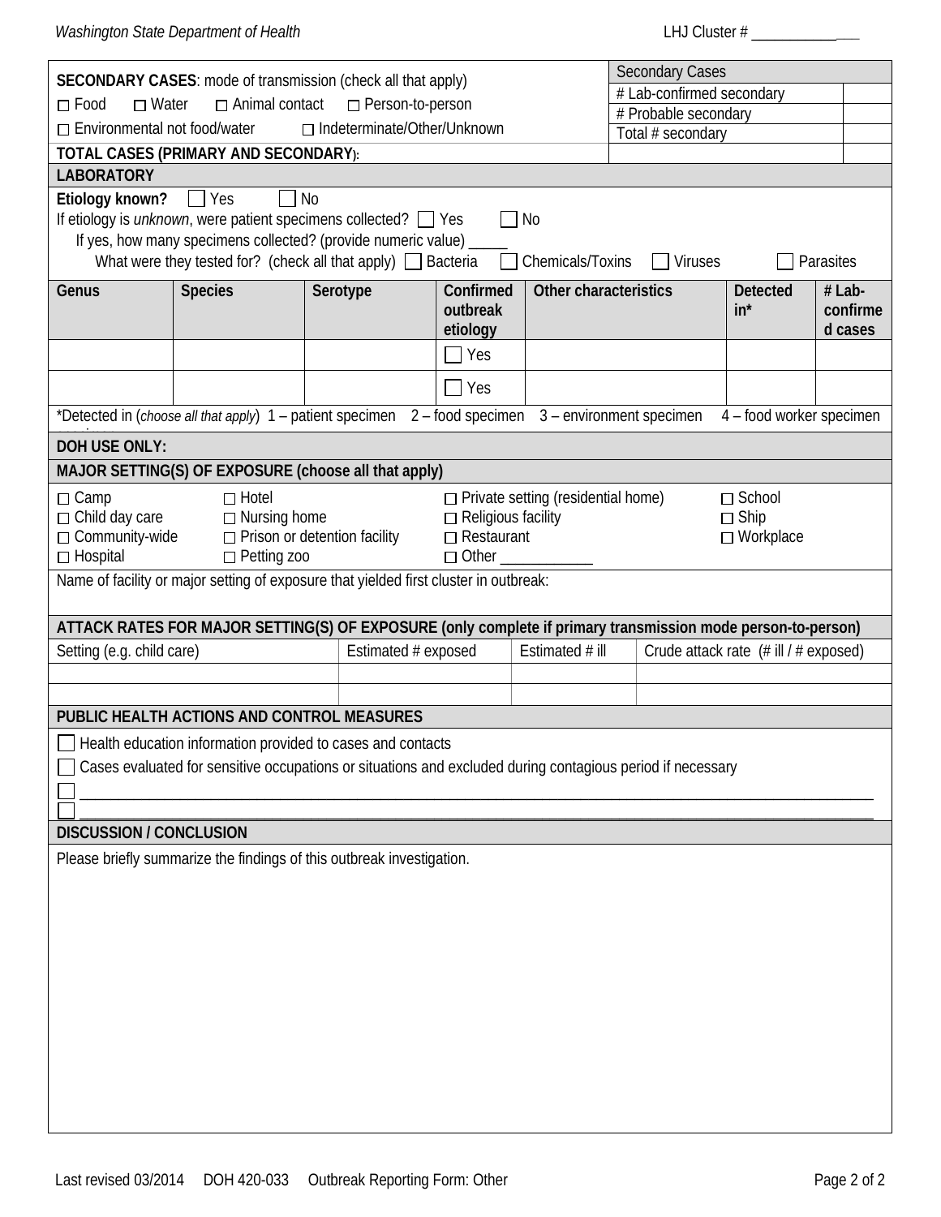Washington State Department of Health LHJ Cluster # ___________

**SECONDARY CASES**: mode of transmission (check all that apply)

☐ Food ☐ Water ☐ Animal contact ☐ Person-to-person

☐ Environmental not food/water ☐ Indeterminate/Other/Unknown

| Secondary Cases | |
|---|---|
| # Lab-confirmed secondary | |
| # Probable secondary | |
| Total # secondary | |

**TOTAL CASES (PRIMARY AND SECONDARY):** ______

## LABORATORY

**Etiology known?** ☐ Yes ☐ No

If etiology is *unknown*, were patient specimens collected? ☐ Yes ☐ No

If yes, how many specimens collected? (provide numeric value) _____

What were they tested for? (check all that apply) ☐ Bacteria ☐ Chemicals/Toxins ☐ Viruses ☐ Parasites

| Genus | Species | Serotype | Confirmed outbreak etiology | Other characteristics | Detected in* | # Lab-confirmed cases |
|---|---|---|---|---|---|---|
| | | | ☐ Yes | | | |
| | | | ☐ Yes | | | |

*Detected in (*choose all that apply*) 1 – patient specimen 2 – food specimen 3 – environment specimen 4 – food worker specimen

**DOH USE ONLY:**

## MAJOR SETTING(S) OF EXPOSURE (choose all that apply)

☐ Camp ☐ Hotel ☐ Private setting (residential home) ☐ School

☐ Child day care ☐ Nursing home ☐ Religious facility ☐ Ship

☐ Community-wide ☐ Prison or detention facility ☐ Restaurant ☐ Workplace

☐ Hospital ☐ Petting zoo ☐ Other ____________

Name of facility or major setting of exposure that yielded first cluster in outbreak:

## ATTACK RATES FOR MAJOR SETTING(S) OF EXPOSURE (only complete if primary transmission mode person-to-person)

| Setting (e.g. child care) | Estimated # exposed | Estimated # ill | Crude attack rate (# ill / # exposed) |
|---|---|---|---|
| | | | |
| | | | |

## PUBLIC HEALTH ACTIONS AND CONTROL MEASURES

☐ Health education information provided to cases and contacts

☐ Cases evaluated for sensitive occupations or situations and excluded during contagious period if necessary

☐ ____________________________________________

☐ ____________________________________________

## DISCUSSION / CONCLUSION

Please briefly summarize the findings of this outbreak investigation.

Last revised 03/2014 DOH 420-033 Outbreak Reporting Form: Other